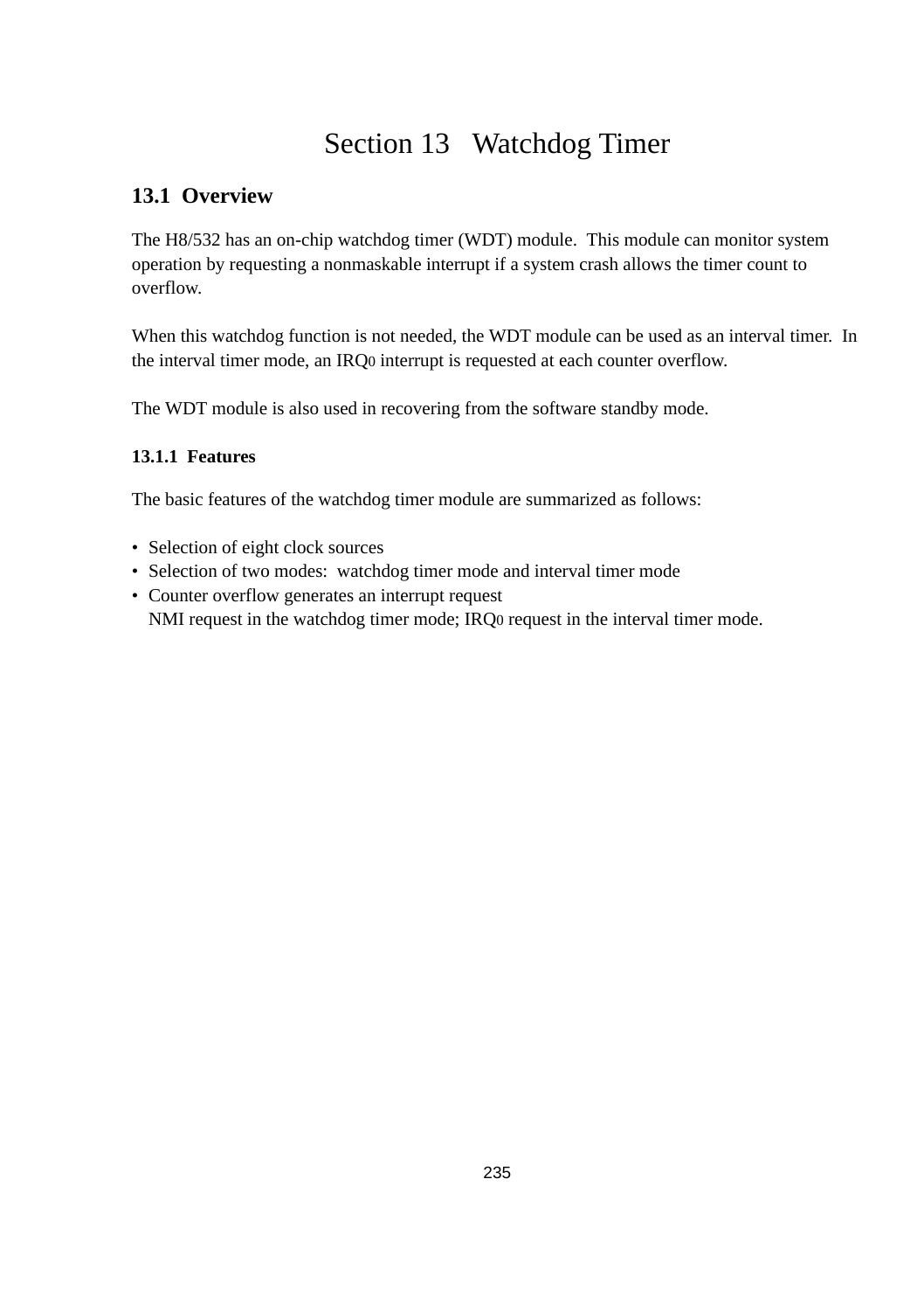# Section 13 Watchdog Timer

## 13.1 Overview

The H8/532 has an on-chip watchdog timer (WDT) module. This module can monitor system operation by requesting a nonmaskable interrupt if a system crash allows the timer count to overflow.

When this watchdog function is not needed, the WDT module can be used as an interval timer. In the interval timer mode, an $IRQ_0$ interrupt is requested at each counter overflow.

The WDT module is also used in recovering from the software standby mode.

### 13.1.1 Features

The basic features of the watchdog timer module are summarized as follows:

- Selection of eight clock sources
- Selection of two modes: watchdog timer mode and interval timer mode
- Counter overflow generates an interrupt request
  NMI request in the watchdog timer mode; $IRQ_0$ request in the interval timer mode.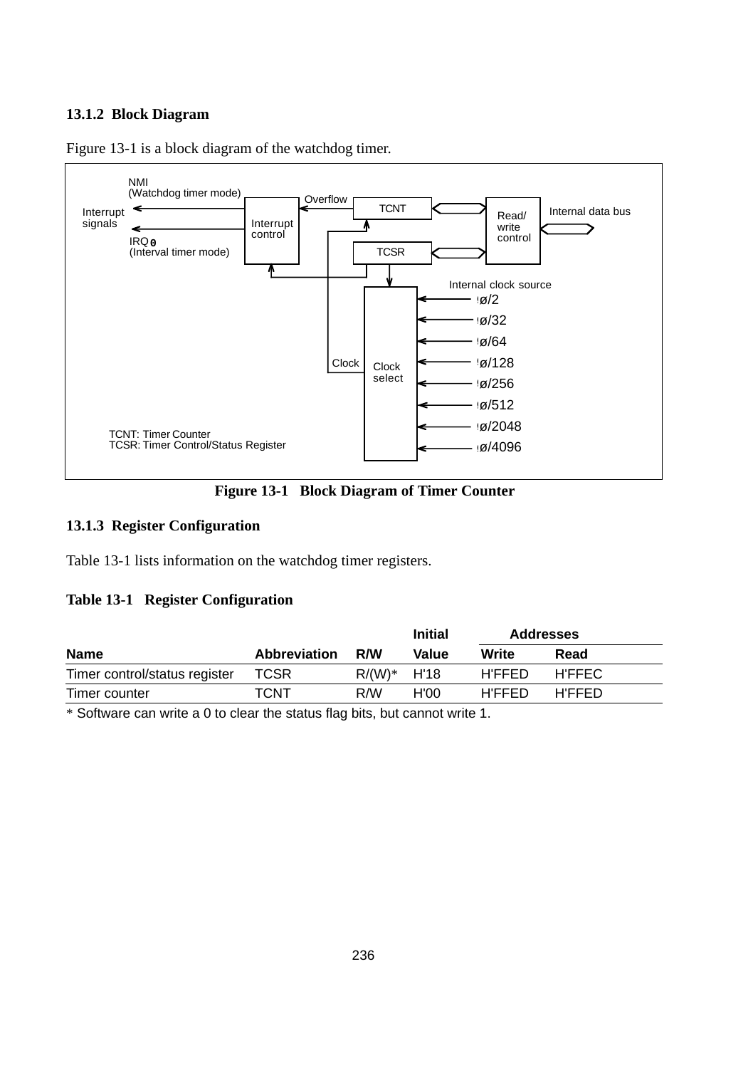### 13.1.2 Block Diagram

Figure 13-1 is a block diagram of the watchdog timer.

NMI (Watchdog timer mode)

Interrupt signals

IRQ0 (Interval timer mode)

Interrupt control

Overflow

TCNT

TCSR

Read/write control

Internal data bus

Internal clock source

ø/2

ø/32

ø/64

ø/128

ø/256

ø/512

ø/2048

ø/4096

Clock

Clock select

TCNT: Timer Counter
TCSR: Timer Control/Status Register

**Figure 13-1 Block Diagram of Timer Counter**

### 13.1.3 Register Configuration

Table 13-1 lists information on the watchdog timer registers.

**Table 13-1 Register Configuration**

| Name | Abbreviation | R/W | Initial Value | Addresses Write | Addresses Read |
|---|---|---|---|---|---|
| Timer control/status register | TCSR | R/(W)* | H'18 | H'FFED | H'FFEC |
| Timer counter | TCNT | R/W | H'00 | H'FFED | H'FFED |

* Software can write a 0 to clear the status flag bits, but cannot write 1.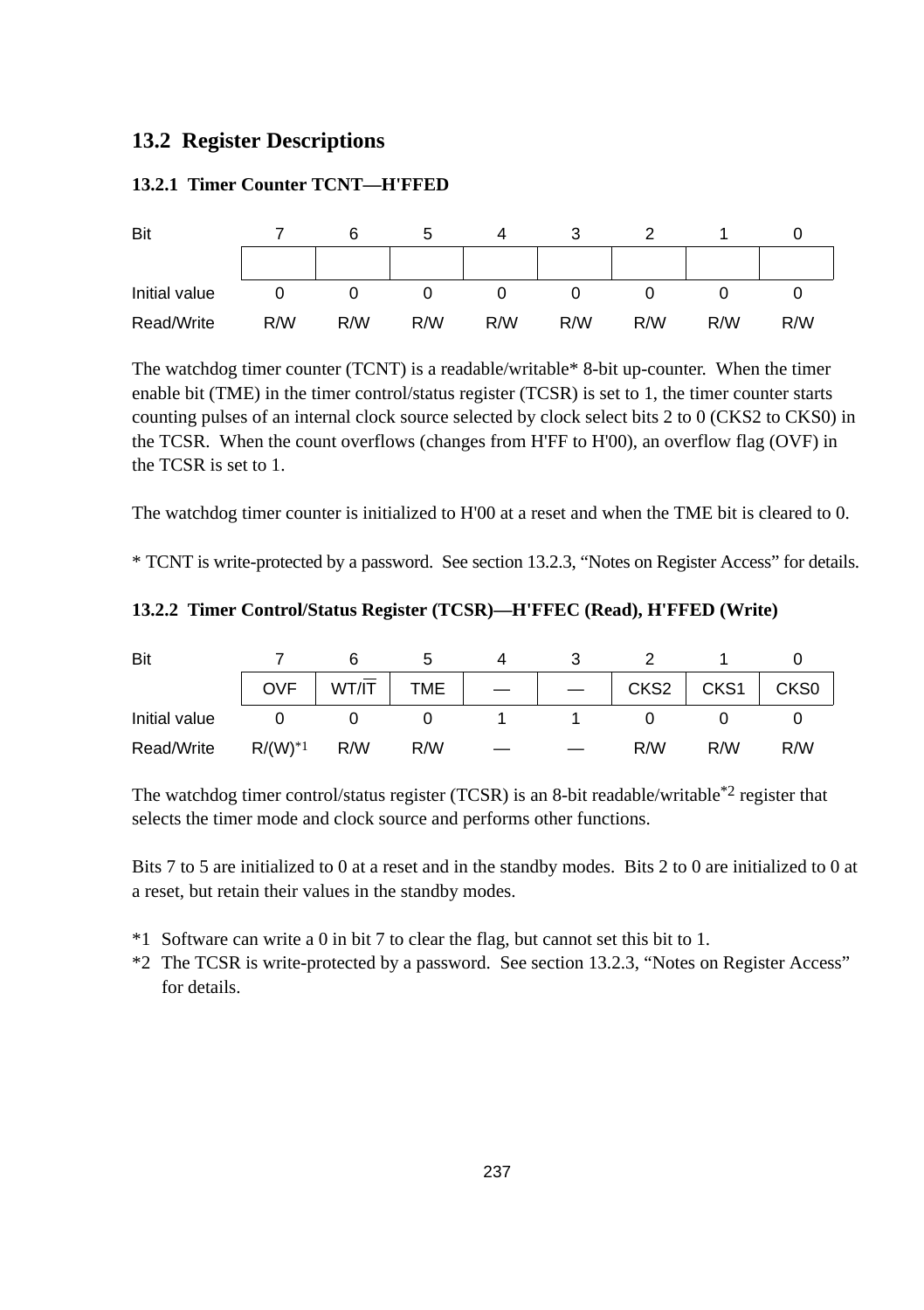## 13.2 Register Descriptions

### 13.2.1 Timer Counter TCNT—H'FFED

| Bit | 7 | 6 | 5 | 4 | 3 | 2 | 1 | 0 |
|---|---|---|---|---|---|---|---|---|
| | | | | | | | | |
| Initial value | 0 | 0 | 0 | 0 | 0 | 0 | 0 | 0 |
| Read/Write | R/W | R/W | R/W | R/W | R/W | R/W | R/W | R/W |

The watchdog timer counter (TCNT) is a readable/writable* 8-bit up-counter. When the timer enable bit (TME) in the timer control/status register (TCSR) is set to 1, the timer counter starts counting pulses of an internal clock source selected by clock select bits 2 to 0 (CKS2 to CKS0) in the TCSR. When the count overflows (changes from H'FF to H'00), an overflow flag (OVF) in the TCSR is set to 1.

The watchdog timer counter is initialized to H'00 at a reset and when the TME bit is cleared to 0.

\* TCNT is write-protected by a password. See section 13.2.3, “Notes on Register Access” for details.

### 13.2.2 Timer Control/Status Register (TCSR)—H'FFEC (Read), H'FFED (Write)

| Bit | 7 | 6 | 5 | 4 | 3 | 2 | 1 | 0 |
|---|---|---|---|---|---|---|---|---|
| | OVF | WT/$\overline{\text{IT}}$ | TME | — | — | CKS2 | CKS1 | CKS0 |
| Initial value | 0 | 0 | 0 | 1 | 1 | 0 | 0 | 0 |
| Read/Write | R/(W)*1 | R/W | R/W | — | — | R/W | R/W | R/W |

The watchdog timer control/status register (TCSR) is an 8-bit readable/writable*2 register that selects the timer mode and clock source and performs other functions.

Bits 7 to 5 are initialized to 0 at a reset and in the standby modes. Bits 2 to 0 are initialized to 0 at a reset, but retain their values in the standby modes.

*1 Software can write a 0 in bit 7 to clear the flag, but cannot set this bit to 1.
*2 The TCSR is write-protected by a password. See section 13.2.3, “Notes on Register Access” for details.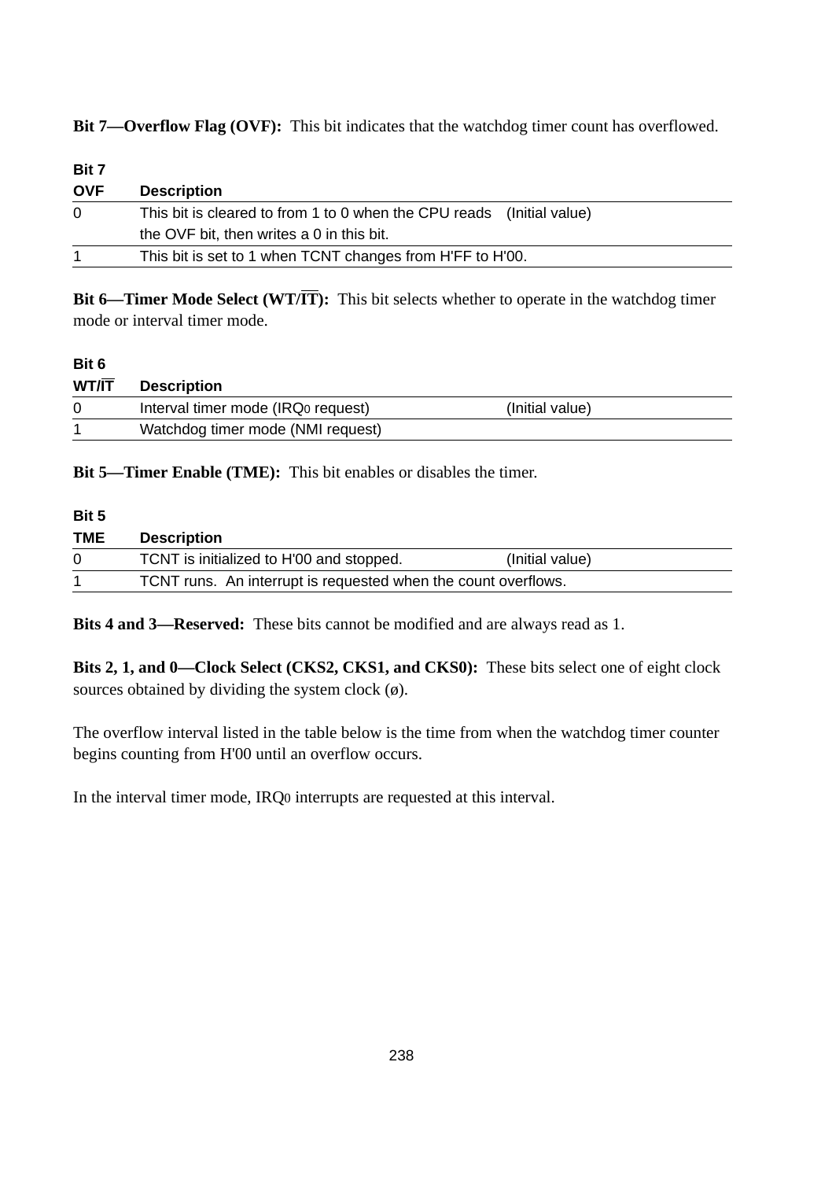**Bit 7—Overflow Flag (OVF):** This bit indicates that the watchdog timer count has overflowed.

| Bit 7 | | |
|---|---|---|
| **OVF** | **Description** | |
| 0 | This bit is cleared to from 1 to 0 when the CPU reads the OVF bit, then writes a 0 in this bit. | (Initial value) |
| 1 | This bit is set to 1 when TCNT changes from H'FF to H'00. | |

**Bit 6—Timer Mode Select (WT/$\overline{\text{IT}}$):** This bit selects whether to operate in the watchdog timer mode or interval timer mode.

| Bit 6 | | |
|---|---|---|
| **WT/$\overline{\text{IT}}$** | **Description** | |
| 0 | Interval timer mode ($IRQ_0$ request) | (Initial value) |
| 1 | Watchdog timer mode (NMI request) | |

**Bit 5—Timer Enable (TME):** This bit enables or disables the timer.

| Bit 5 | | |
|---|---|---|
| **TME** | **Description** | |
| 0 | TCNT is initialized to H'00 and stopped. | (Initial value) |
| 1 | TCNT runs. An interrupt is requested when the count overflows. | |

**Bits 4 and 3—Reserved:** These bits cannot be modified and are always read as 1.

**Bits 2, 1, and 0—Clock Select (CKS2, CKS1, and CKS0):** These bits select one of eight clock sources obtained by dividing the system clock (ø).

The overflow interval listed in the table below is the time from when the watchdog timer counter begins counting from H'00 until an overflow occurs.

In the interval timer mode, $IRQ_0$ interrupts are requested at this interval.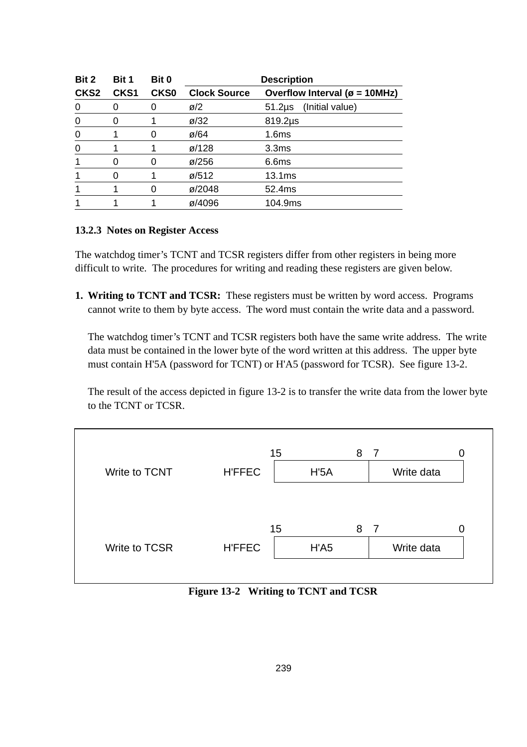| Bit 2 | Bit 1 | Bit 0 | Description | |
|---|---|---|---|---|
| **CKS2** | **CKS1** | **CKS0** | **Clock Source** | **Overflow Interval (ø = 10MHz)** |
| 0 | 0 | 0 | ø/2 | 51.2µs (Initial value) |
| 0 | 0 | 1 | ø/32 | 819.2µs |
| 0 | 1 | 0 | ø/64 | 1.6ms |
| 0 | 1 | 1 | ø/128 | 3.3ms |
| 1 | 0 | 0 | ø/256 | 6.6ms |
| 1 | 0 | 1 | ø/512 | 13.1ms |
| 1 | 1 | 0 | ø/2048 | 52.4ms |
| 1 | 1 | 1 | ø/4096 | 104.9ms |

### 13.2.3 Notes on Register Access

The watchdog timer's TCNT and TCSR registers differ from other registers in being more difficult to write. The procedures for writing and reading these registers are given below.

1. **Writing to TCNT and TCSR:** These registers must be written by word access. Programs cannot write to them by byte access. The word must contain the write data and a password.

   The watchdog timer's TCNT and TCSR registers both have the same write address. The write data must be contained in the lower byte of the word written at this address. The upper byte must contain H'5A (password for TCNT) or H'A5 (password for TCSR). See figure 13-2.

   The result of the access depicted in figure 13-2 is to transfer the write data from the lower byte to the TCNT or TCSR.

| | Address | Bits 15–8 | Bits 7–0 |
|---|---|---|---|
| Write to TCNT | H'FFEC | H'5A | Write data |
| Write to TCSR | H'FFEC | H'A5 | Write data |

**Figure 13-2 Writing to TCNT and TCSR**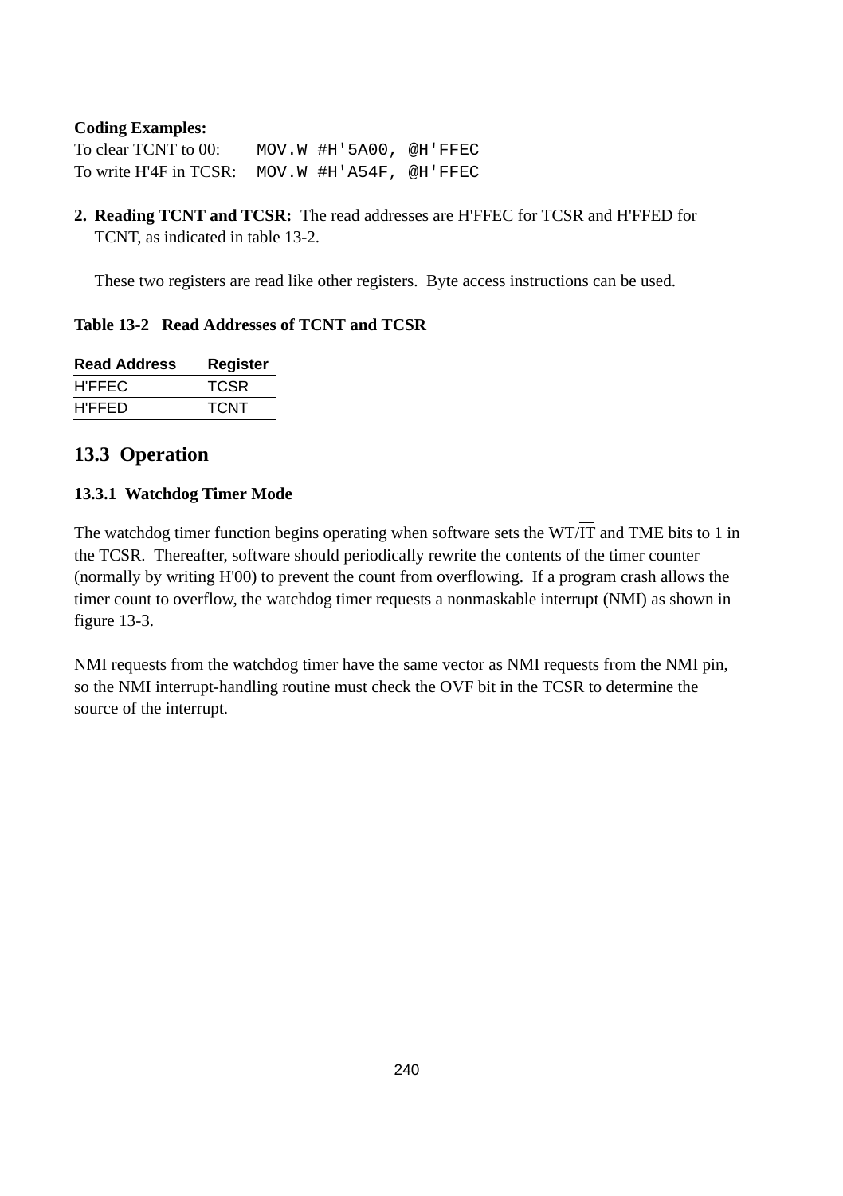**Coding Examples:**

To clear TCNT to 00: `MOV.W #H'5A00, @H'FFEC`

To write H'4F in TCSR: `MOV.W #H'A54F, @H'FFEC`

2. **Reading TCNT and TCSR:** The read addresses are H'FFEC for TCSR and H'FFED for TCNT, as indicated in table 13-2.

   These two registers are read like other registers. Byte access instructions can be used.

**Table 13-2 Read Addresses of TCNT and TCSR**

| Read Address | Register |
|---|---|
| H'FFEC | TCSR |
| H'FFED | TCNT |

## 13.3 Operation

### 13.3.1 Watchdog Timer Mode

The watchdog timer function begins operating when software sets the WT/$\overline{\text{IT}}$ and TME bits to 1 in the TCSR. Thereafter, software should periodically rewrite the contents of the timer counter (normally by writing H'00) to prevent the count from overflowing. If a program crash allows the timer count to overflow, the watchdog timer requests a nonmaskable interrupt (NMI) as shown in figure 13-3.

NMI requests from the watchdog timer have the same vector as NMI requests from the NMI pin, so the NMI interrupt-handling routine must check the OVF bit in the TCSR to determine the source of the interrupt.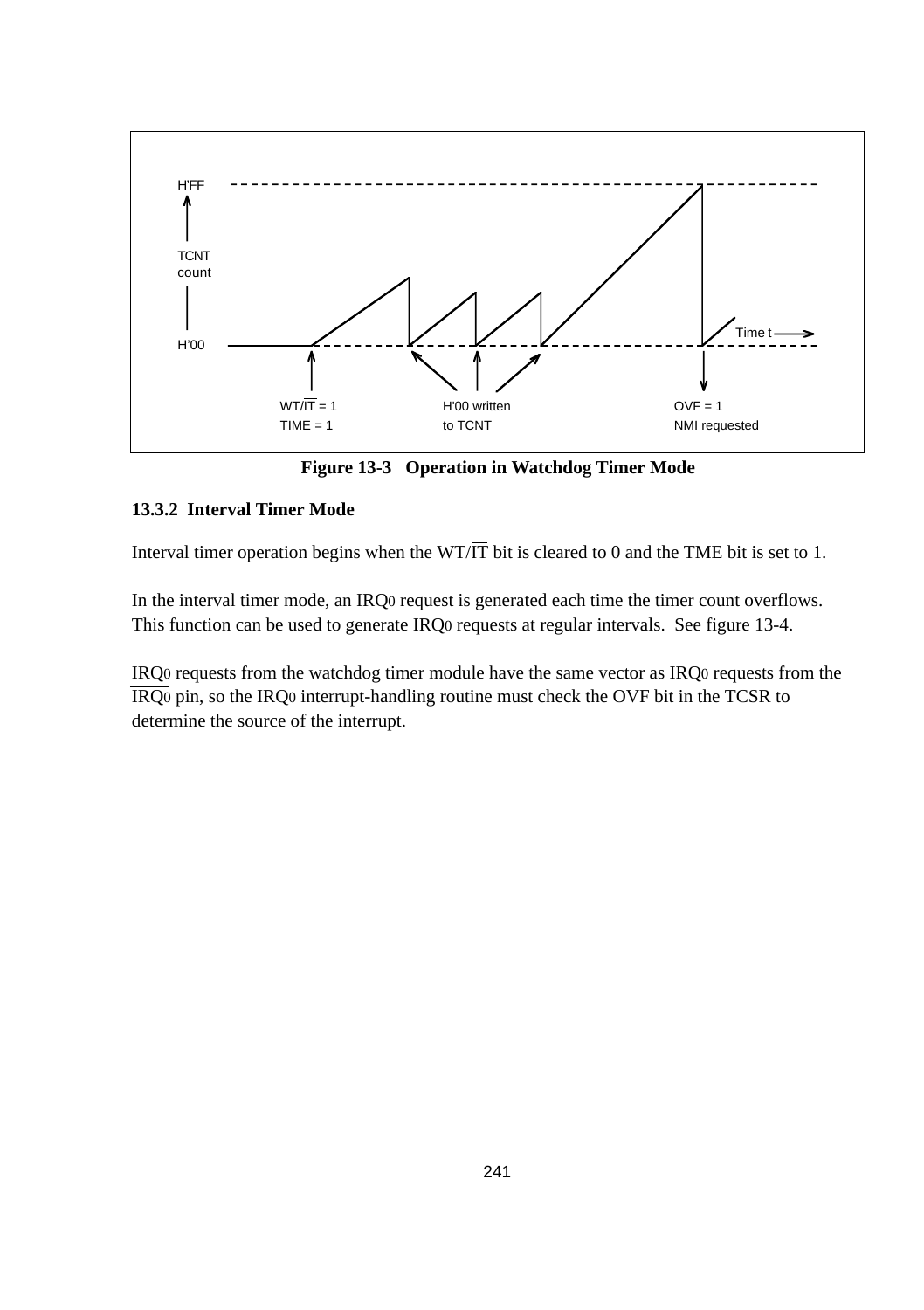H'FF

TCNT count

H'00

Time t

$WT/\overline{IT}$ = 1
TIME = 1

H'00 written to TCNT

OVF = 1
NMI requested

**Figure 13-3 Operation in Watchdog Timer Mode**

### 13.3.2 Interval Timer Mode

Interval timer operation begins when the $WT/\overline{IT}$ bit is cleared to 0 and the TME bit is set to 1.

In the interval timer mode, an $IRQ_0$ request is generated each time the timer count overflows. This function can be used to generate $IRQ_0$ requests at regular intervals. See figure 13-4.

$IRQ_0$ requests from the watchdog timer module have the same vector as $IRQ_0$ requests from the $\overline{IRQ_0}$ pin, so the $IRQ_0$ interrupt-handling routine must check the OVF bit in the TCSR to determine the source of the interrupt.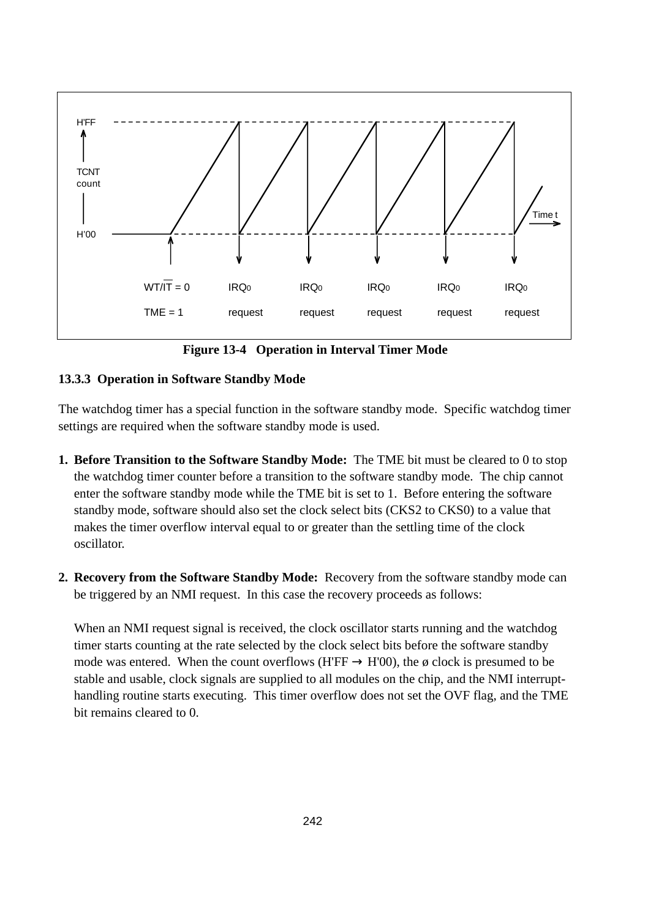H'FF

TCNT count

H'00

Time t

$WT/\overline{IT}$ = 0

TME = 1

$IRQ_0$ request　$IRQ_0$ request　$IRQ_0$ request　$IRQ_0$ request　$IRQ_0$ request

**Figure 13-4 Operation in Interval Timer Mode**

### 13.3.3 Operation in Software Standby Mode

The watchdog timer has a special function in the software standby mode. Specific watchdog timer settings are required when the software standby mode is used.

1. **Before Transition to the Software Standby Mode:** The TME bit must be cleared to 0 to stop the watchdog timer counter before a transition to the software standby mode. The chip cannot enter the software standby mode while the TME bit is set to 1. Before entering the software standby mode, software should also set the clock select bits (CKS2 to CKS0) to a value that makes the timer overflow interval equal to or greater than the settling time of the clock oscillator.

2. **Recovery from the Software Standby Mode:** Recovery from the software standby mode can be triggered by an NMI request. In this case the recovery proceeds as follows:

   When an NMI request signal is received, the clock oscillator starts running and the watchdog timer starts counting at the rate selected by the clock select bits before the software standby mode was entered. When the count overflows (H'FF → H'00), the ø clock is presumed to be stable and usable, clock signals are supplied to all modules on the chip, and the NMI interrupt-handling routine starts executing. This timer overflow does not set the OVF flag, and the TME bit remains cleared to 0.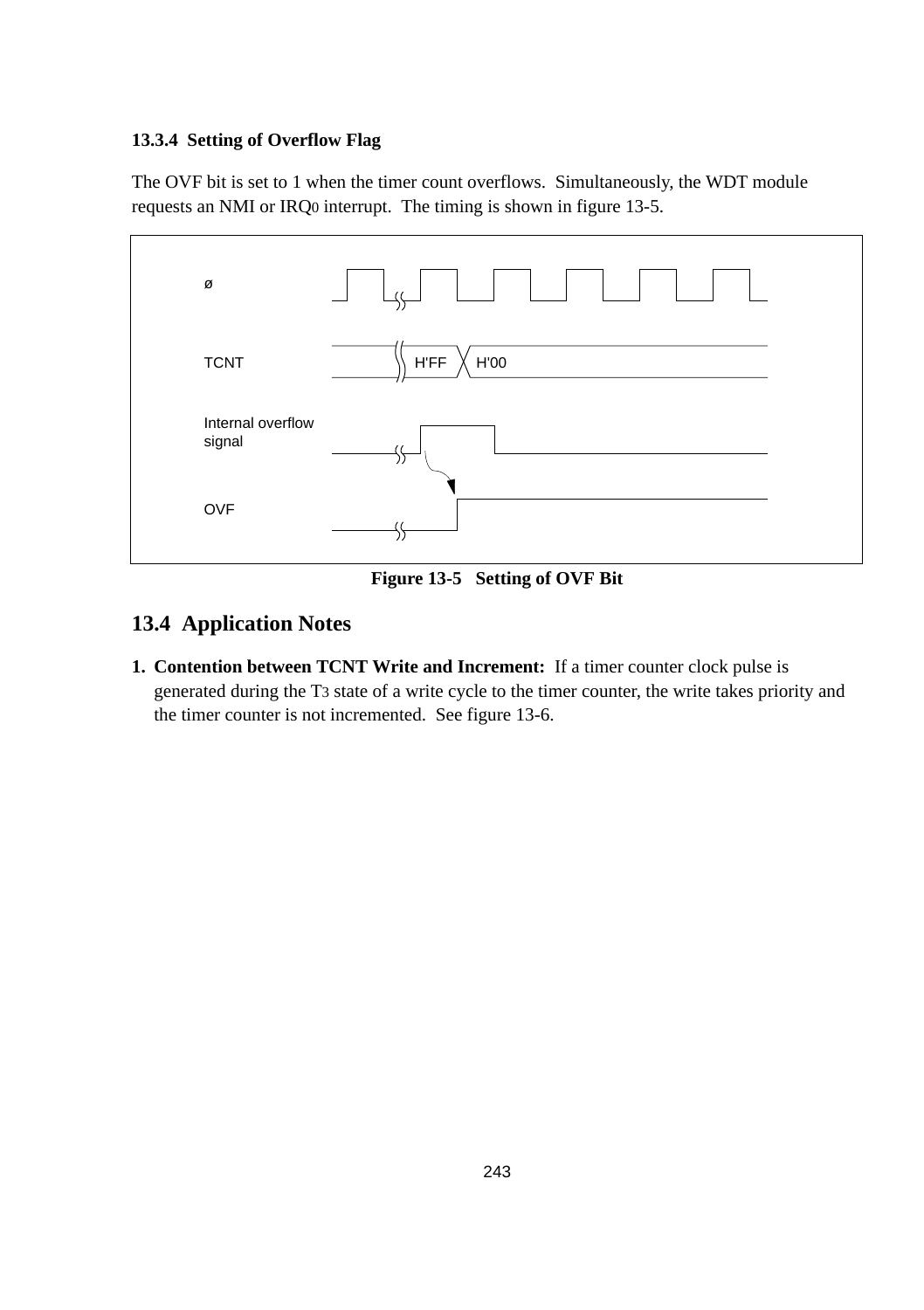### 13.3.4 Setting of Overflow Flag

The OVF bit is set to 1 when the timer count overflows. Simultaneously, the WDT module requests an NMI or $IRQ_0$ interrupt. The timing is shown in figure 13-5.

ø

TCNT H'FF H'00

Internal overflow signal

OVF

**Figure 13-5 Setting of OVF Bit**

## 13.4 Application Notes

1. **Contention between TCNT Write and Increment:** If a timer counter clock pulse is generated during the $T_3$ state of a write cycle to the timer counter, the write takes priority and the timer counter is not incremented. See figure 13-6.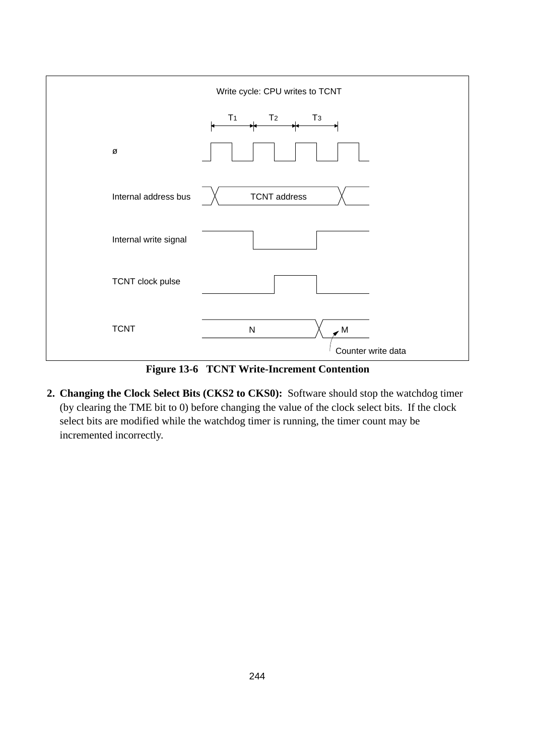Write cycle: CPU writes to TCNT

T1 T2 T3

ø

Internal address bus

TCNT address

Internal write signal

TCNT clock pulse

TCNT

N

M

Counter write data

**Figure 13-6 TCNT Write-Increment Contention**

2. **Changing the Clock Select Bits (CKS2 to CKS0):** Software should stop the watchdog timer (by clearing the TME bit to 0) before changing the value of the clock select bits. If the clock select bits are modified while the watchdog timer is running, the timer count may be incremented incorrectly.